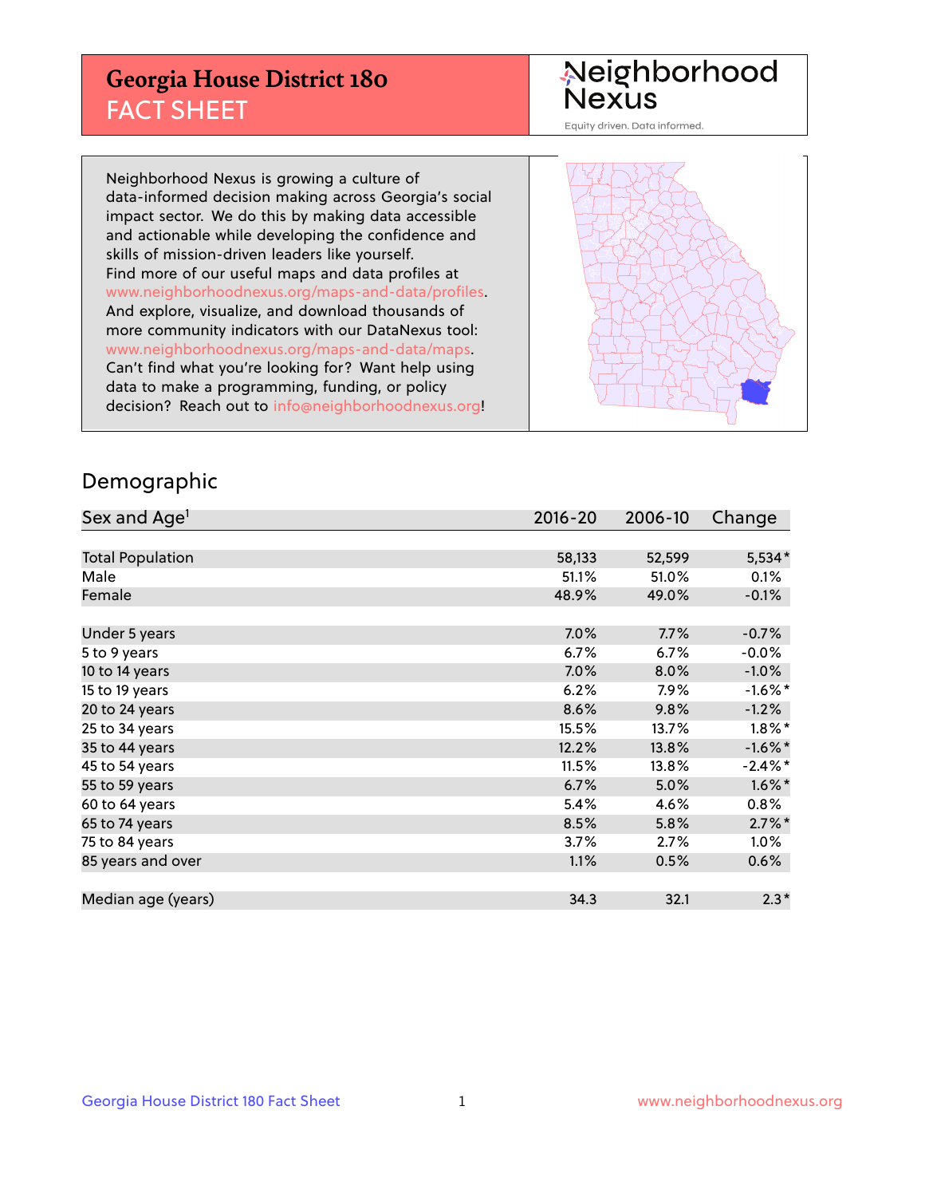# Georgia House District 180
## FACT SHEET

Neighborhood Nexus
Equity driven. Data informed.

Neighborhood Nexus is growing a culture of data-informed decision making across Georgia's social impact sector. We do this by making data accessible and actionable while developing the confidence and skills of mission-driven leaders like yourself. Find more of our useful maps and data profiles at www.neighborhoodnexus.org/maps-and-data/profiles. And explore, visualize, and download thousands of more community indicators with our DataNexus tool: www.neighborhoodnexus.org/maps-and-data/maps. Can't find what you're looking for? Want help using data to make a programming, funding, or policy decision? Reach out to info@neighborhoodnexus.org!

## Demographic

| Sex and Age[1] | 2016-20 | 2006-10 | Change |
|---|---|---|---|
| Total Population | 58,133 | 52,599 | 5,534* |
| Male | 51.1% | 51.0% | 0.1% |
| Female | 48.9% | 49.0% | -0.1% |
| | | | |
| Under 5 years | 7.0% | 7.7% | -0.7% |
| 5 to 9 years | 6.7% | 6.7% | -0.0% |
| 10 to 14 years | 7.0% | 8.0% | -1.0% |
| 15 to 19 years | 6.2% | 7.9% | -1.6%* |
| 20 to 24 years | 8.6% | 9.8% | -1.2% |
| 25 to 34 years | 15.5% | 13.7% | 1.8%* |
| 35 to 44 years | 12.2% | 13.8% | -1.6%* |
| 45 to 54 years | 11.5% | 13.8% | -2.4%* |
| 55 to 59 years | 6.7% | 5.0% | 1.6%* |
| 60 to 64 years | 5.4% | 4.6% | 0.8% |
| 65 to 74 years | 8.5% | 5.8% | 2.7%* |
| 75 to 84 years | 3.7% | 2.7% | 1.0% |
| 85 years and over | 1.1% | 0.5% | 0.6% |
| | | | |
| Median age (years) | 34.3 | 32.1 | 2.3* |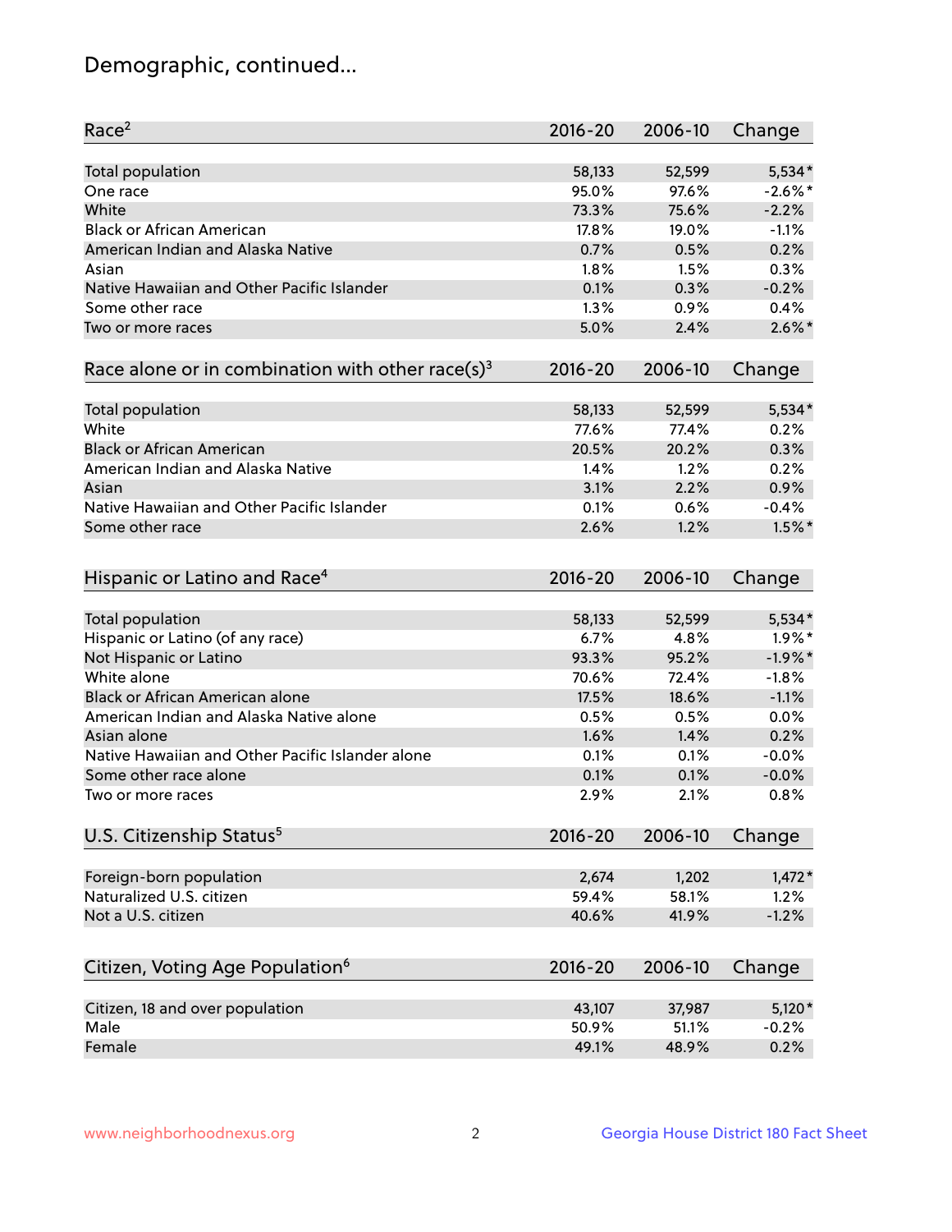# Demographic, continued...

| Race[2] | 2016-20 | 2006-10 | Change |
|---|---|---|---|
| Total population | 58,133 | 52,599 | 5,534* |
| One race | 95.0% | 97.6% | -2.6%* |
| White | 73.3% | 75.6% | -2.2% |
| Black or African American | 17.8% | 19.0% | -1.1% |
| American Indian and Alaska Native | 0.7% | 0.5% | 0.2% |
| Asian | 1.8% | 1.5% | 0.3% |
| Native Hawaiian and Other Pacific Islander | 0.1% | 0.3% | -0.2% |
| Some other race | 1.3% | 0.9% | 0.4% |
| Two or more races | 5.0% | 2.4% | 2.6%* |

| Race alone or in combination with other race(s)[3] | 2016-20 | 2006-10 | Change |
|---|---|---|---|
| Total population | 58,133 | 52,599 | 5,534* |
| White | 77.6% | 77.4% | 0.2% |
| Black or African American | 20.5% | 20.2% | 0.3% |
| American Indian and Alaska Native | 1.4% | 1.2% | 0.2% |
| Asian | 3.1% | 2.2% | 0.9% |
| Native Hawaiian and Other Pacific Islander | 0.1% | 0.6% | -0.4% |
| Some other race | 2.6% | 1.2% | 1.5%* |

| Hispanic or Latino and Race[4] | 2016-20 | 2006-10 | Change |
|---|---|---|---|
| Total population | 58,133 | 52,599 | 5,534* |
| Hispanic or Latino (of any race) | 6.7% | 4.8% | 1.9%* |
| Not Hispanic or Latino | 93.3% | 95.2% | -1.9%* |
| White alone | 70.6% | 72.4% | -1.8% |
| Black or African American alone | 17.5% | 18.6% | -1.1% |
| American Indian and Alaska Native alone | 0.5% | 0.5% | 0.0% |
| Asian alone | 1.6% | 1.4% | 0.2% |
| Native Hawaiian and Other Pacific Islander alone | 0.1% | 0.1% | -0.0% |
| Some other race alone | 0.1% | 0.1% | -0.0% |
| Two or more races | 2.9% | 2.1% | 0.8% |

| U.S. Citizenship Status[5] | 2016-20 | 2006-10 | Change |
|---|---|---|---|
| Foreign-born population | 2,674 | 1,202 | 1,472* |
| Naturalized U.S. citizen | 59.4% | 58.1% | 1.2% |
| Not a U.S. citizen | 40.6% | 41.9% | -1.2% |

| Citizen, Voting Age Population[6] | 2016-20 | 2006-10 | Change |
|---|---|---|---|
| Citizen, 18 and over population | 43,107 | 37,987 | 5,120* |
| Male | 50.9% | 51.1% | -0.2% |
| Female | 49.1% | 48.9% | 0.2% |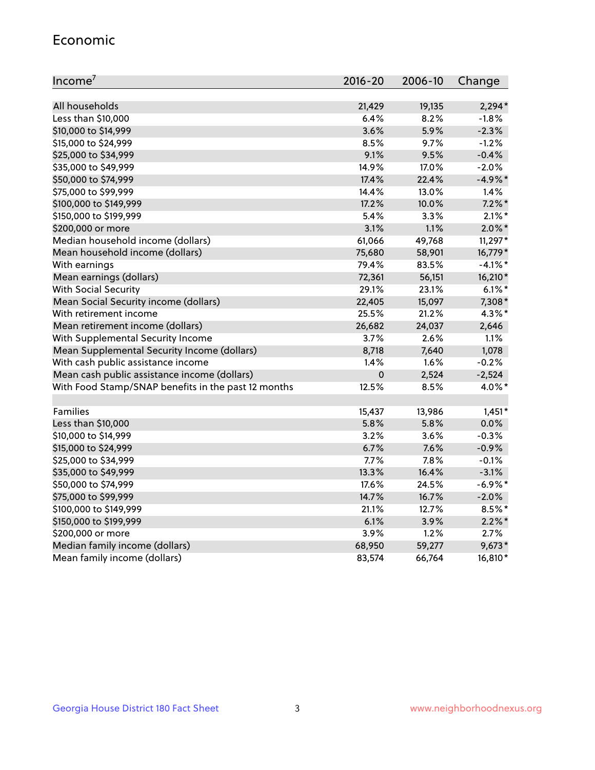## Economic

| Income[7] | 2016-20 | 2006-10 | Change |
|---|---|---|---|
| All households | 21,429 | 19,135 | 2,294* |
| Less than $10,000 | 6.4% | 8.2% | -1.8% |
| $10,000 to $14,999 | 3.6% | 5.9% | -2.3% |
| $15,000 to $24,999 | 8.5% | 9.7% | -1.2% |
| $25,000 to $34,999 | 9.1% | 9.5% | -0.4% |
| $35,000 to $49,999 | 14.9% | 17.0% | -2.0% |
| $50,000 to $74,999 | 17.4% | 22.4% | -4.9%* |
| $75,000 to $99,999 | 14.4% | 13.0% | 1.4% |
| $100,000 to $149,999 | 17.2% | 10.0% | 7.2%* |
| $150,000 to $199,999 | 5.4% | 3.3% | 2.1%* |
| $200,000 or more | 3.1% | 1.1% | 2.0%* |
| Median household income (dollars) | 61,066 | 49,768 | 11,297* |
| Mean household income (dollars) | 75,680 | 58,901 | 16,779* |
| With earnings | 79.4% | 83.5% | -4.1%* |
| Mean earnings (dollars) | 72,361 | 56,151 | 16,210* |
| With Social Security | 29.1% | 23.1% | 6.1%* |
| Mean Social Security income (dollars) | 22,405 | 15,097 | 7,308* |
| With retirement income | 25.5% | 21.2% | 4.3%* |
| Mean retirement income (dollars) | 26,682 | 24,037 | 2,646 |
| With Supplemental Security Income | 3.7% | 2.6% | 1.1% |
| Mean Supplemental Security Income (dollars) | 8,718 | 7,640 | 1,078 |
| With cash public assistance income | 1.4% | 1.6% | -0.2% |
| Mean cash public assistance income (dollars) | 0 | 2,524 | -2,524 |
| With Food Stamp/SNAP benefits in the past 12 months | 12.5% | 8.5% | 4.0%* |
| | | | |
| Families | 15,437 | 13,986 | 1,451* |
| Less than $10,000 | 5.8% | 5.8% | 0.0% |
| $10,000 to $14,999 | 3.2% | 3.6% | -0.3% |
| $15,000 to $24,999 | 6.7% | 7.6% | -0.9% |
| $25,000 to $34,999 | 7.7% | 7.8% | -0.1% |
| $35,000 to $49,999 | 13.3% | 16.4% | -3.1% |
| $50,000 to $74,999 | 17.6% | 24.5% | -6.9%* |
| $75,000 to $99,999 | 14.7% | 16.7% | -2.0% |
| $100,000 to $149,999 | 21.1% | 12.7% | 8.5%* |
| $150,000 to $199,999 | 6.1% | 3.9% | 2.2%* |
| $200,000 or more | 3.9% | 1.2% | 2.7% |
| Median family income (dollars) | 68,950 | 59,277 | 9,673* |
| Mean family income (dollars) | 83,574 | 66,764 | 16,810* |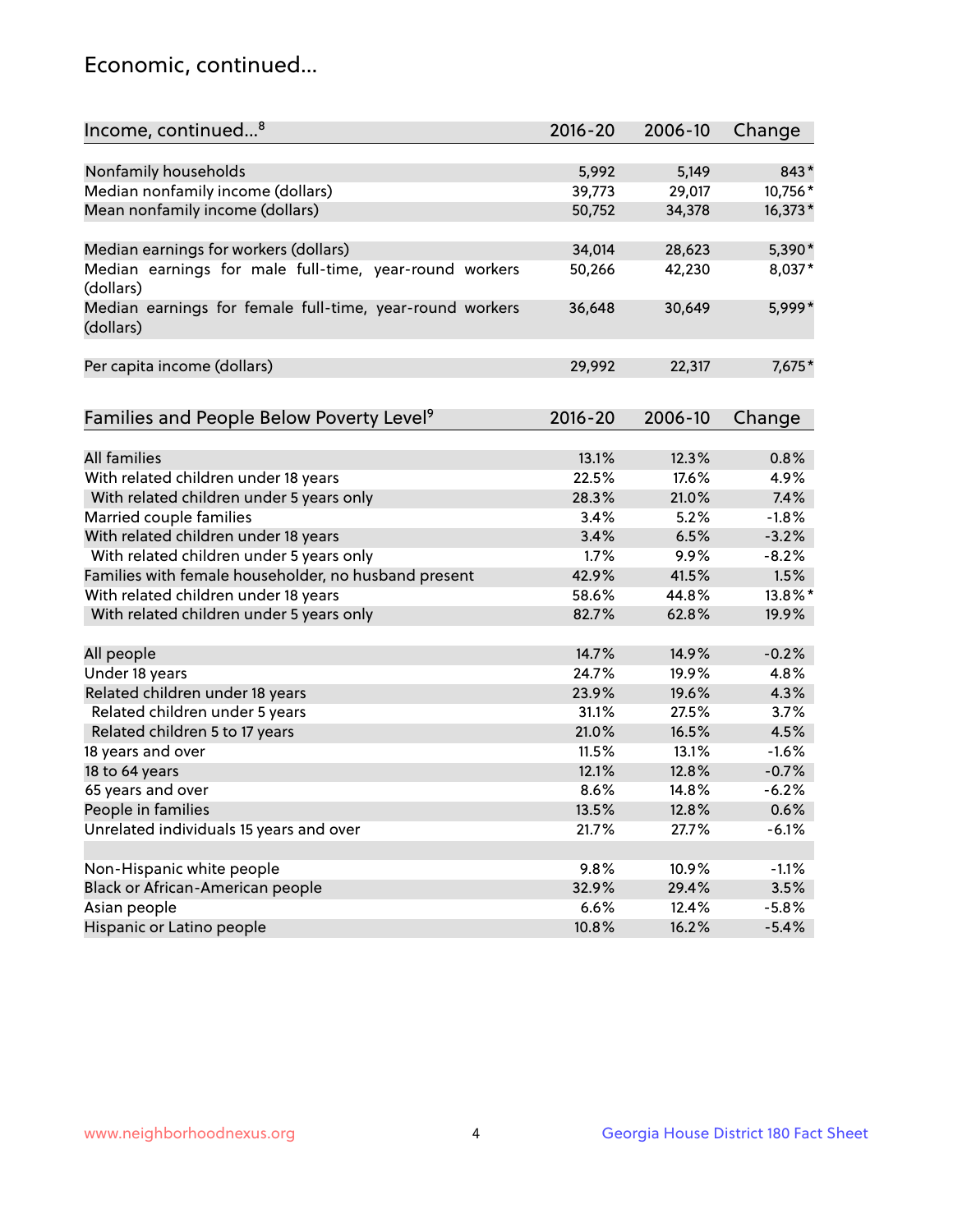## Economic, continued...

| Income, continued...[8] | 2016-20 | 2006-10 | Change |
|---|---|---|---|
| Nonfamily households | 5,992 | 5,149 | 843* |
| Median nonfamily income (dollars) | 39,773 | 29,017 | 10,756* |
| Mean nonfamily income (dollars) | 50,752 | 34,378 | 16,373* |
| Median earnings for workers (dollars) | 34,014 | 28,623 | 5,390* |
| Median earnings for male full-time, year-round workers (dollars) | 50,266 | 42,230 | 8,037* |
| Median earnings for female full-time, year-round workers (dollars) | 36,648 | 30,649 | 5,999* |
| Per capita income (dollars) | 29,992 | 22,317 | 7,675* |

| Families and People Below Poverty Level[9] | 2016-20 | 2006-10 | Change |
|---|---|---|---|
| All families | 13.1% | 12.3% | 0.8% |
| With related children under 18 years | 22.5% | 17.6% | 4.9% |
| With related children under 5 years only | 28.3% | 21.0% | 7.4% |
| Married couple families | 3.4% | 5.2% | -1.8% |
| With related children under 18 years | 3.4% | 6.5% | -3.2% |
| With related children under 5 years only | 1.7% | 9.9% | -8.2% |
| Families with female householder, no husband present | 42.9% | 41.5% | 1.5% |
| With related children under 18 years | 58.6% | 44.8% | 13.8%* |
| With related children under 5 years only | 82.7% | 62.8% | 19.9% |
| All people | 14.7% | 14.9% | -0.2% |
| Under 18 years | 24.7% | 19.9% | 4.8% |
| Related children under 18 years | 23.9% | 19.6% | 4.3% |
| Related children under 5 years | 31.1% | 27.5% | 3.7% |
| Related children 5 to 17 years | 21.0% | 16.5% | 4.5% |
| 18 years and over | 11.5% | 13.1% | -1.6% |
| 18 to 64 years | 12.1% | 12.8% | -0.7% |
| 65 years and over | 8.6% | 14.8% | -6.2% |
| People in families | 13.5% | 12.8% | 0.6% |
| Unrelated individuals 15 years and over | 21.7% | 27.7% | -6.1% |
| Non-Hispanic white people | 9.8% | 10.9% | -1.1% |
| Black or African-American people | 32.9% | 29.4% | 3.5% |
| Asian people | 6.6% | 12.4% | -5.8% |
| Hispanic or Latino people | 10.8% | 16.2% | -5.4% |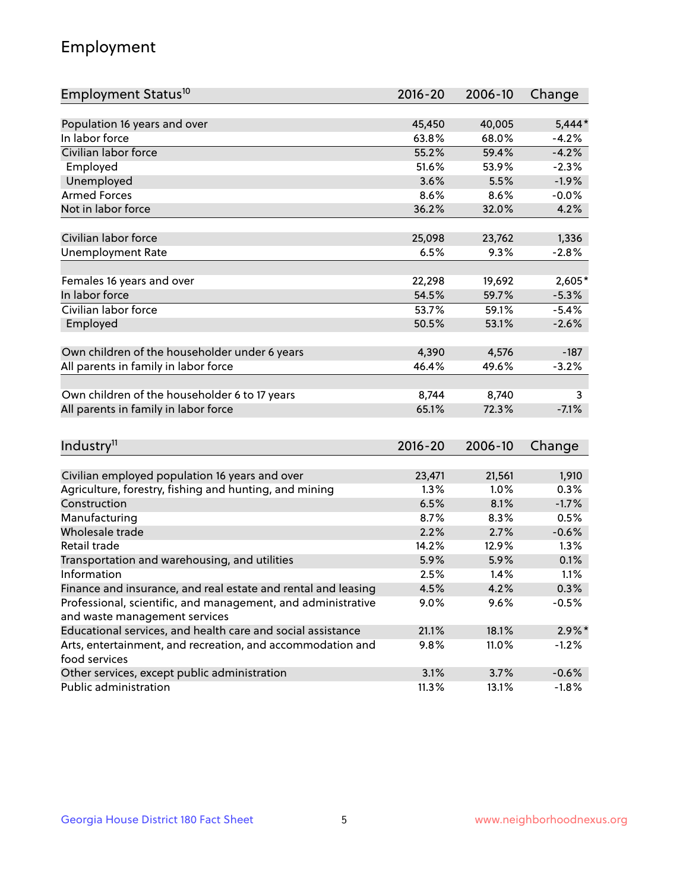# Employment

| Employment Status[10] | 2016-20 | 2006-10 | Change |
|---|---|---|---|
| Population 16 years and over | 45,450 | 40,005 | 5,444* |
| In labor force | 63.8% | 68.0% | -4.2% |
| Civilian labor force | 55.2% | 59.4% | -4.2% |
| Employed | 51.6% | 53.9% | -2.3% |
| Unemployed | 3.6% | 5.5% | -1.9% |
| Armed Forces | 8.6% | 8.6% | -0.0% |
| Not in labor force | 36.2% | 32.0% | 4.2% |
| | | | |
| Civilian labor force | 25,098 | 23,762 | 1,336 |
| Unemployment Rate | 6.5% | 9.3% | -2.8% |
| | | | |
| Females 16 years and over | 22,298 | 19,692 | 2,605* |
| In labor force | 54.5% | 59.7% | -5.3% |
| Civilian labor force | 53.7% | 59.1% | -5.4% |
| Employed | 50.5% | 53.1% | -2.6% |
| | | | |
| Own children of the householder under 6 years | 4,390 | 4,576 | -187 |
| All parents in family in labor force | 46.4% | 49.6% | -3.2% |
| | | | |
| Own children of the householder 6 to 17 years | 8,744 | 8,740 | 3 |
| All parents in family in labor force | 65.1% | 72.3% | -7.1% |

| Industry[11] | 2016-20 | 2006-10 | Change |
|---|---|---|---|
| Civilian employed population 16 years and over | 23,471 | 21,561 | 1,910 |
| Agriculture, forestry, fishing and hunting, and mining | 1.3% | 1.0% | 0.3% |
| Construction | 6.5% | 8.1% | -1.7% |
| Manufacturing | 8.7% | 8.3% | 0.5% |
| Wholesale trade | 2.2% | 2.7% | -0.6% |
| Retail trade | 14.2% | 12.9% | 1.3% |
| Transportation and warehousing, and utilities | 5.9% | 5.9% | 0.1% |
| Information | 2.5% | 1.4% | 1.1% |
| Finance and insurance, and real estate and rental and leasing | 4.5% | 4.2% | 0.3% |
| Professional, scientific, and management, and administrative and waste management services | 9.0% | 9.6% | -0.5% |
| Educational services, and health care and social assistance | 21.1% | 18.1% | 2.9%* |
| Arts, entertainment, and recreation, and accommodation and food services | 9.8% | 11.0% | -1.2% |
| Other services, except public administration | 3.1% | 3.7% | -0.6% |
| Public administration | 11.3% | 13.1% | -1.8% |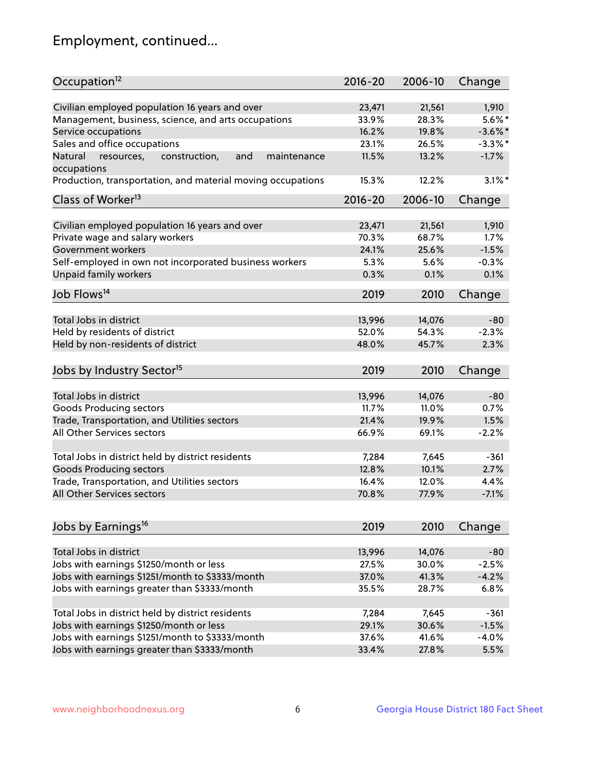## Employment, continued...

| Occupation[12] | 2016-20 | 2006-10 | Change |
|---|---|---|---|
| Civilian employed population 16 years and over | 23,471 | 21,561 | 1,910 |
| Management, business, science, and arts occupations | 33.9% | 28.3% | 5.6%* |
| Service occupations | 16.2% | 19.8% | -3.6%* |
| Sales and office occupations | 23.1% | 26.5% | -3.3%* |
| Natural resources, construction, and maintenance occupations | 11.5% | 13.2% | -1.7% |
| Production, transportation, and material moving occupations | 15.3% | 12.2% | 3.1%* |

| Class of Worker[13] | 2016-20 | 2006-10 | Change |
|---|---|---|---|
| Civilian employed population 16 years and over | 23,471 | 21,561 | 1,910 |
| Private wage and salary workers | 70.3% | 68.7% | 1.7% |
| Government workers | 24.1% | 25.6% | -1.5% |
| Self-employed in own not incorporated business workers | 5.3% | 5.6% | -0.3% |
| Unpaid family workers | 0.3% | 0.1% | 0.1% |

| Job Flows[14] | 2019 | 2010 | Change |
|---|---|---|---|
| Total Jobs in district | 13,996 | 14,076 | -80 |
| Held by residents of district | 52.0% | 54.3% | -2.3% |
| Held by non-residents of district | 48.0% | 45.7% | 2.3% |

| Jobs by Industry Sector[15] | 2019 | 2010 | Change |
|---|---|---|---|
| Total Jobs in district | 13,996 | 14,076 | -80 |
| Goods Producing sectors | 11.7% | 11.0% | 0.7% |
| Trade, Transportation, and Utilities sectors | 21.4% | 19.9% | 1.5% |
| All Other Services sectors | 66.9% | 69.1% | -2.2% |
| | | | |
| Total Jobs in district held by district residents | 7,284 | 7,645 | -361 |
| Goods Producing sectors | 12.8% | 10.1% | 2.7% |
| Trade, Transportation, and Utilities sectors | 16.4% | 12.0% | 4.4% |
| All Other Services sectors | 70.8% | 77.9% | -7.1% |

| Jobs by Earnings[16] | 2019 | 2010 | Change |
|---|---|---|---|
| Total Jobs in district | 13,996 | 14,076 | -80 |
| Jobs with earnings $1250/month or less | 27.5% | 30.0% | -2.5% |
| Jobs with earnings $1251/month to $3333/month | 37.0% | 41.3% | -4.2% |
| Jobs with earnings greater than $3333/month | 35.5% | 28.7% | 6.8% |
| | | | |
| Total Jobs in district held by district residents | 7,284 | 7,645 | -361 |
| Jobs with earnings $1250/month or less | 29.1% | 30.6% | -1.5% |
| Jobs with earnings $1251/month to $3333/month | 37.6% | 41.6% | -4.0% |
| Jobs with earnings greater than $3333/month | 33.4% | 27.8% | 5.5% |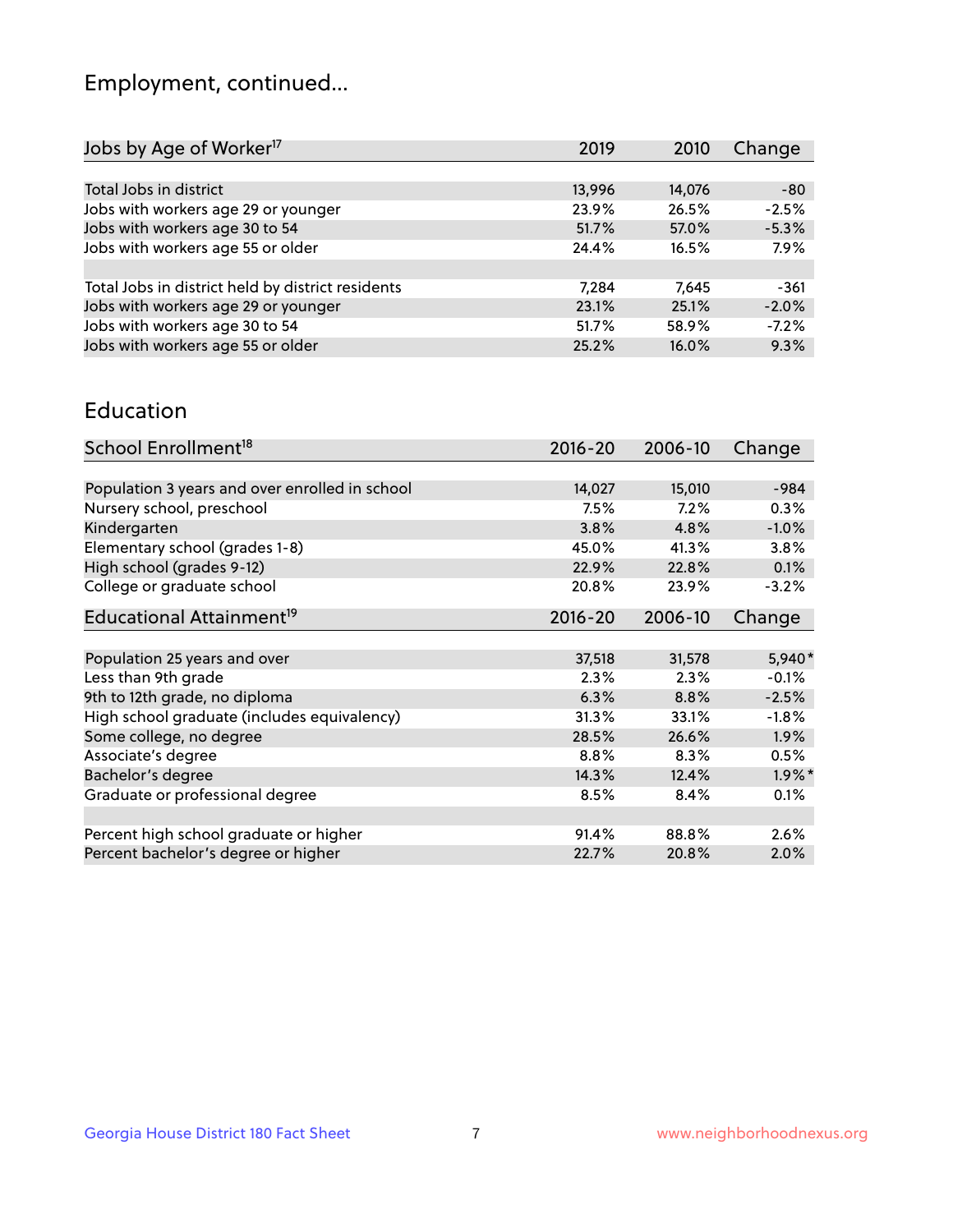# Employment, continued...

| Jobs by Age of Worker[17] | 2019 | 2010 | Change |
|---|---|---|---|
| Total Jobs in district | 13,996 | 14,076 | -80 |
| Jobs with workers age 29 or younger | 23.9% | 26.5% | -2.5% |
| Jobs with workers age 30 to 54 | 51.7% | 57.0% | -5.3% |
| Jobs with workers age 55 or older | 24.4% | 16.5% | 7.9% |
| | | | |
| Total Jobs in district held by district residents | 7,284 | 7,645 | -361 |
| Jobs with workers age 29 or younger | 23.1% | 25.1% | -2.0% |
| Jobs with workers age 30 to 54 | 51.7% | 58.9% | -7.2% |
| Jobs with workers age 55 or older | 25.2% | 16.0% | 9.3% |

## Education

| School Enrollment[18] | 2016-20 | 2006-10 | Change |
|---|---|---|---|
| Population 3 years and over enrolled in school | 14,027 | 15,010 | -984 |
| Nursery school, preschool | 7.5% | 7.2% | 0.3% |
| Kindergarten | 3.8% | 4.8% | -1.0% |
| Elementary school (grades 1-8) | 45.0% | 41.3% | 3.8% |
| High school (grades 9-12) | 22.9% | 22.8% | 0.1% |
| College or graduate school | 20.8% | 23.9% | -3.2% |

| Educational Attainment[19] | 2016-20 | 2006-10 | Change |
|---|---|---|---|
| Population 25 years and over | 37,518 | 31,578 | 5,940* |
| Less than 9th grade | 2.3% | 2.3% | -0.1% |
| 9th to 12th grade, no diploma | 6.3% | 8.8% | -2.5% |
| High school graduate (includes equivalency) | 31.3% | 33.1% | -1.8% |
| Some college, no degree | 28.5% | 26.6% | 1.9% |
| Associate's degree | 8.8% | 8.3% | 0.5% |
| Bachelor's degree | 14.3% | 12.4% | 1.9%* |
| Graduate or professional degree | 8.5% | 8.4% | 0.1% |
| | | | |
| Percent high school graduate or higher | 91.4% | 88.8% | 2.6% |
| Percent bachelor's degree or higher | 22.7% | 20.8% | 2.0% |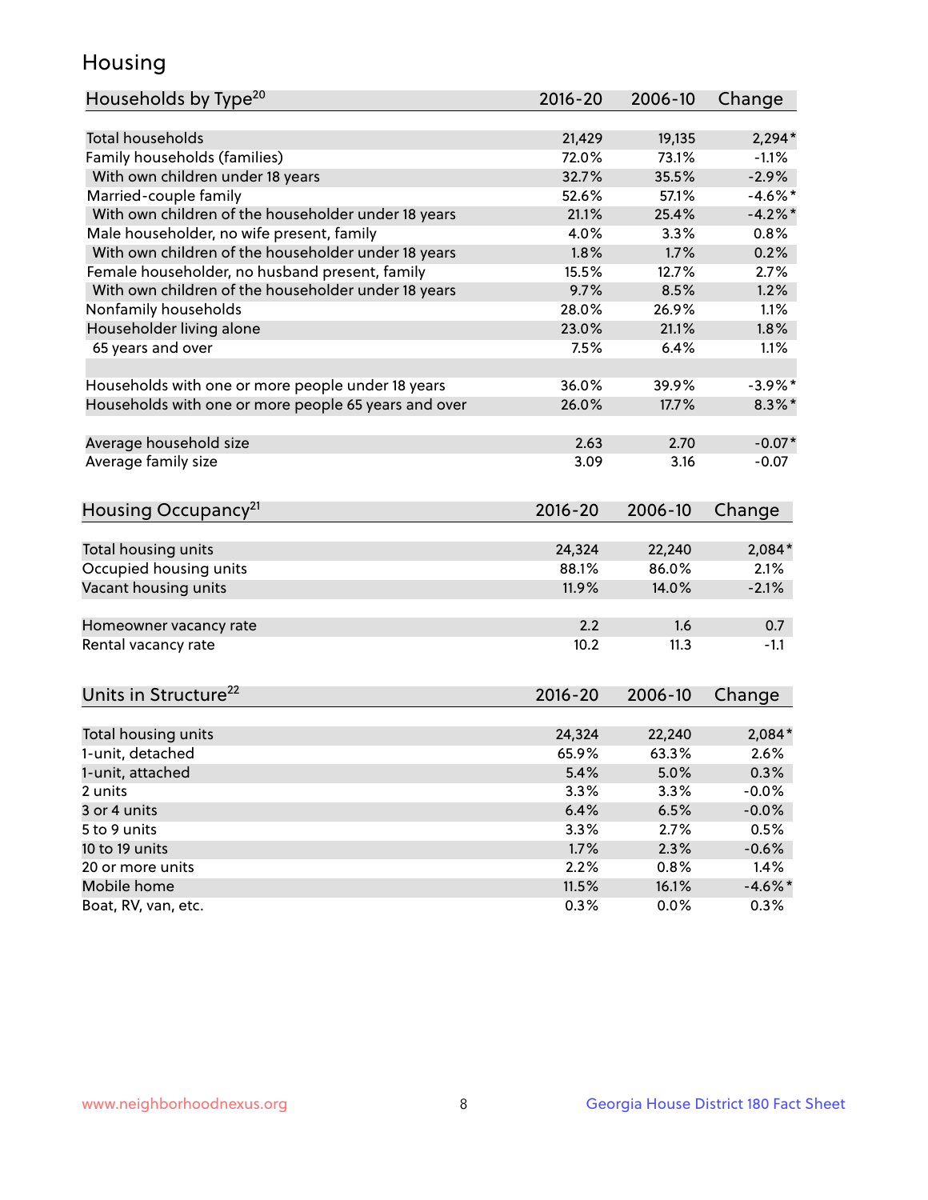## Housing

| Households by Type[20] | 2016-20 | 2006-10 | Change |
|---|---|---|---|
| Total households | 21,429 | 19,135 | 2,294* |
| Family households (families) | 72.0% | 73.1% | -1.1% |
| With own children under 18 years | 32.7% | 35.5% | -2.9% |
| Married-couple family | 52.6% | 57.1% | -4.6%* |
| With own children of the householder under 18 years | 21.1% | 25.4% | -4.2%* |
| Male householder, no wife present, family | 4.0% | 3.3% | 0.8% |
| With own children of the householder under 18 years | 1.8% | 1.7% | 0.2% |
| Female householder, no husband present, family | 15.5% | 12.7% | 2.7% |
| With own children of the householder under 18 years | 9.7% | 8.5% | 1.2% |
| Nonfamily households | 28.0% | 26.9% | 1.1% |
| Householder living alone | 23.0% | 21.1% | 1.8% |
| 65 years and over | 7.5% | 6.4% | 1.1% |
| | | | |
| Households with one or more people under 18 years | 36.0% | 39.9% | -3.9%* |
| Households with one or more people 65 years and over | 26.0% | 17.7% | 8.3%* |
| | | | |
| Average household size | 2.63 | 2.70 | -0.07* |
| Average family size | 3.09 | 3.16 | -0.07 |

| Housing Occupancy[21] | 2016-20 | 2006-10 | Change |
|---|---|---|---|
| Total housing units | 24,324 | 22,240 | 2,084* |
| Occupied housing units | 88.1% | 86.0% | 2.1% |
| Vacant housing units | 11.9% | 14.0% | -2.1% |
| | | | |
| Homeowner vacancy rate | 2.2 | 1.6 | 0.7 |
| Rental vacancy rate | 10.2 | 11.3 | -1.1 |

| Units in Structure[22] | 2016-20 | 2006-10 | Change |
|---|---|---|---|
| Total housing units | 24,324 | 22,240 | 2,084* |
| 1-unit, detached | 65.9% | 63.3% | 2.6% |
| 1-unit, attached | 5.4% | 5.0% | 0.3% |
| 2 units | 3.3% | 3.3% | -0.0% |
| 3 or 4 units | 6.4% | 6.5% | -0.0% |
| 5 to 9 units | 3.3% | 2.7% | 0.5% |
| 10 to 19 units | 1.7% | 2.3% | -0.6% |
| 20 or more units | 2.2% | 0.8% | 1.4% |
| Mobile home | 11.5% | 16.1% | -4.6%* |
| Boat, RV, van, etc. | 0.3% | 0.0% | 0.3% |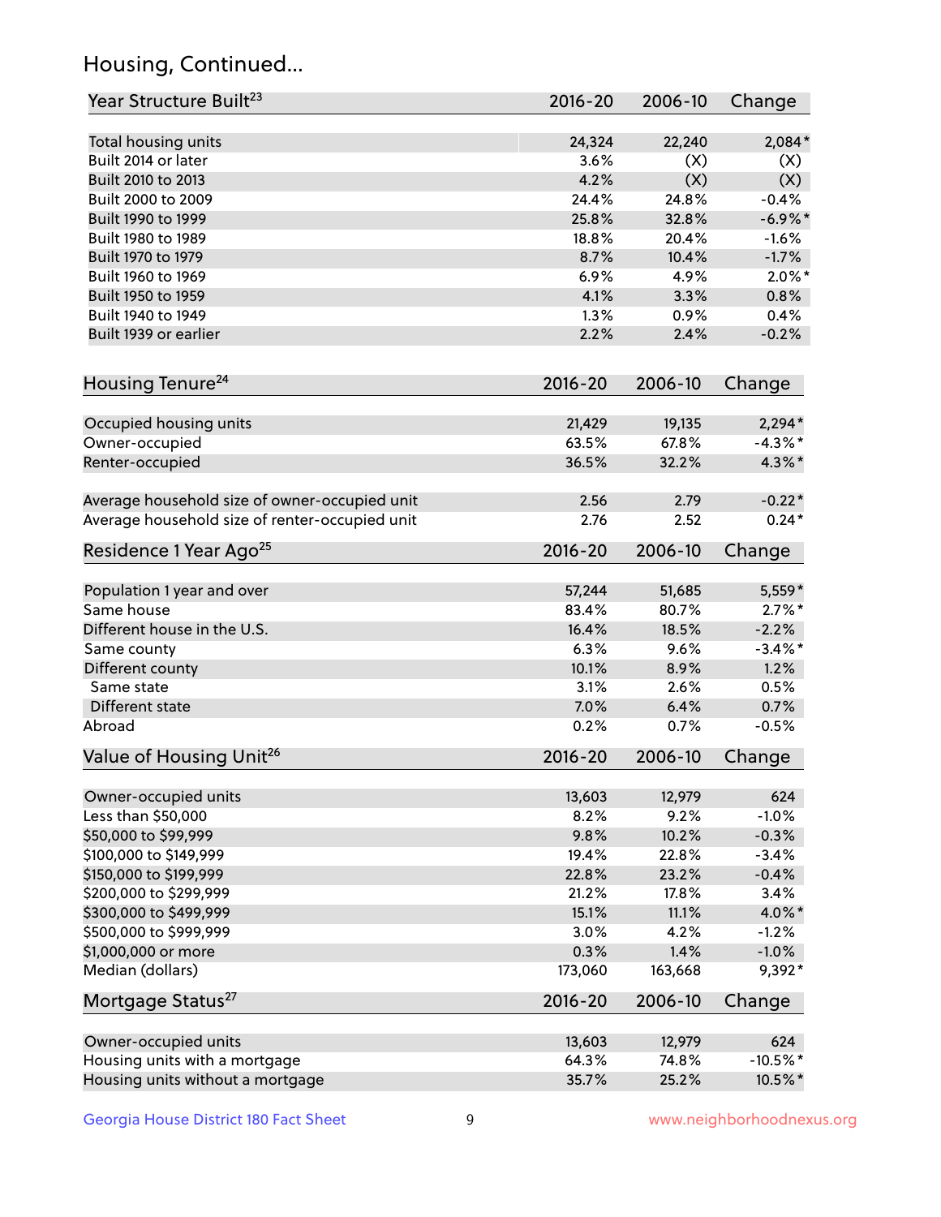# Housing, Continued...

| Year Structure Built[23] | 2016-20 | 2006-10 | Change |
|---|---|---|---|
| Total housing units | 24,324 | 22,240 | 2,084* |
| Built 2014 or later | 3.6% | (X) | (X) |
| Built 2010 to 2013 | 4.2% | (X) | (X) |
| Built 2000 to 2009 | 24.4% | 24.8% | -0.4% |
| Built 1990 to 1999 | 25.8% | 32.8% | -6.9%* |
| Built 1980 to 1989 | 18.8% | 20.4% | -1.6% |
| Built 1970 to 1979 | 8.7% | 10.4% | -1.7% |
| Built 1960 to 1969 | 6.9% | 4.9% | 2.0%* |
| Built 1950 to 1959 | 4.1% | 3.3% | 0.8% |
| Built 1940 to 1949 | 1.3% | 0.9% | 0.4% |
| Built 1939 or earlier | 2.2% | 2.4% | -0.2% |

| Housing Tenure[24] | 2016-20 | 2006-10 | Change |
|---|---|---|---|
| Occupied housing units | 21,429 | 19,135 | 2,294* |
| Owner-occupied | 63.5% | 67.8% | -4.3%* |
| Renter-occupied | 36.5% | 32.2% | 4.3%* |
| Average household size of owner-occupied unit | 2.56 | 2.79 | -0.22* |
| Average household size of renter-occupied unit | 2.76 | 2.52 | 0.24* |

| Residence 1 Year Ago[25] | 2016-20 | 2006-10 | Change |
|---|---|---|---|
| Population 1 year and over | 57,244 | 51,685 | 5,559* |
| Same house | 83.4% | 80.7% | 2.7%* |
| Different house in the U.S. | 16.4% | 18.5% | -2.2% |
| Same county | 6.3% | 9.6% | -3.4%* |
| Different county | 10.1% | 8.9% | 1.2% |
| Same state | 3.1% | 2.6% | 0.5% |
| Different state | 7.0% | 6.4% | 0.7% |
| Abroad | 0.2% | 0.7% | -0.5% |

| Value of Housing Unit[26] | 2016-20 | 2006-10 | Change |
|---|---|---|---|
| Owner-occupied units | 13,603 | 12,979 | 624 |
| Less than $50,000 | 8.2% | 9.2% | -1.0% |
| $50,000 to $99,999 | 9.8% | 10.2% | -0.3% |
| $100,000 to $149,999 | 19.4% | 22.8% | -3.4% |
| $150,000 to $199,999 | 22.8% | 23.2% | -0.4% |
| $200,000 to $299,999 | 21.2% | 17.8% | 3.4% |
| $300,000 to $499,999 | 15.1% | 11.1% | 4.0%* |
| $500,000 to $999,999 | 3.0% | 4.2% | -1.2% |
| $1,000,000 or more | 0.3% | 1.4% | -1.0% |
| Median (dollars) | 173,060 | 163,668 | 9,392* |

| Mortgage Status[27] | 2016-20 | 2006-10 | Change |
|---|---|---|---|
| Owner-occupied units | 13,603 | 12,979 | 624 |
| Housing units with a mortgage | 64.3% | 74.8% | -10.5%* |
| Housing units without a mortgage | 35.7% | 25.2% | 10.5%* |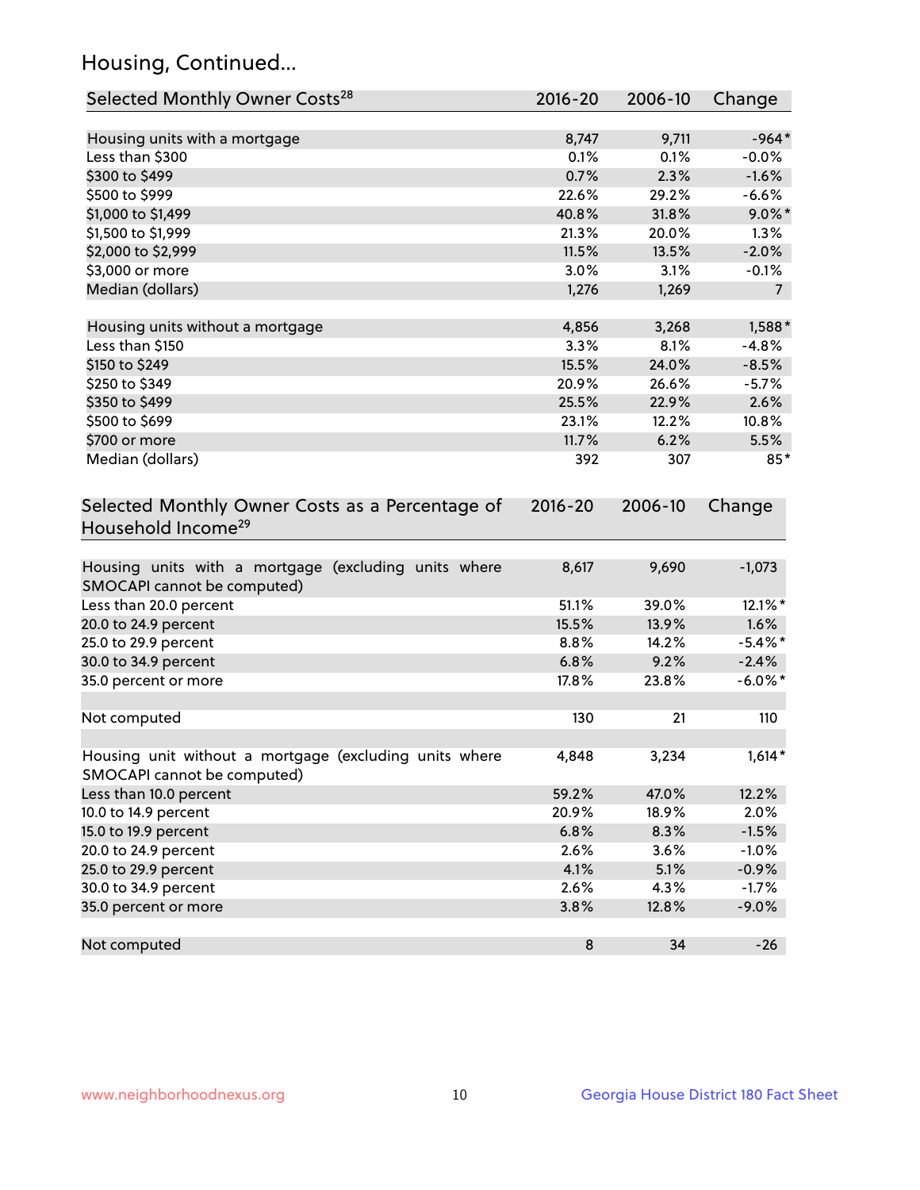## Housing, Continued...

| Selected Monthly Owner Costs[28] | 2016-20 | 2006-10 | Change |
|---|---|---|---|
| Housing units with a mortgage | 8,747 | 9,711 | -964* |
| Less than $300 | 0.1% | 0.1% | -0.0% |
| $300 to $499 | 0.7% | 2.3% | -1.6% |
| $500 to $999 | 22.6% | 29.2% | -6.6% |
| $1,000 to $1,499 | 40.8% | 31.8% | 9.0%* |
| $1,500 to $1,999 | 21.3% | 20.0% | 1.3% |
| $2,000 to $2,999 | 11.5% | 13.5% | -2.0% |
| $3,000 or more | 3.0% | 3.1% | -0.1% |
| Median (dollars) | 1,276 | 1,269 | 7 |
| | | | |
| Housing units without a mortgage | 4,856 | 3,268 | 1,588* |
| Less than $150 | 3.3% | 8.1% | -4.8% |
| $150 to $249 | 15.5% | 24.0% | -8.5% |
| $250 to $349 | 20.9% | 26.6% | -5.7% |
| $350 to $499 | 25.5% | 22.9% | 2.6% |
| $500 to $699 | 23.1% | 12.2% | 10.8% |
| $700 or more | 11.7% | 6.2% | 5.5% |
| Median (dollars) | 392 | 307 | 85* |

| Selected Monthly Owner Costs as a Percentage of Household Income[29] | 2016-20 | 2006-10 | Change |
|---|---|---|---|
| Housing units with a mortgage (excluding units where SMOCAPI cannot be computed) | 8,617 | 9,690 | -1,073 |
| Less than 20.0 percent | 51.1% | 39.0% | 12.1%* |
| 20.0 to 24.9 percent | 15.5% | 13.9% | 1.6% |
| 25.0 to 29.9 percent | 8.8% | 14.2% | -5.4%* |
| 30.0 to 34.9 percent | 6.8% | 9.2% | -2.4% |
| 35.0 percent or more | 17.8% | 23.8% | -6.0%* |
| | | | |
| Not computed | 130 | 21 | 110 |
| | | | |
| Housing unit without a mortgage (excluding units where SMOCAPI cannot be computed) | 4,848 | 3,234 | 1,614* |
| Less than 10.0 percent | 59.2% | 47.0% | 12.2% |
| 10.0 to 14.9 percent | 20.9% | 18.9% | 2.0% |
| 15.0 to 19.9 percent | 6.8% | 8.3% | -1.5% |
| 20.0 to 24.9 percent | 2.6% | 3.6% | -1.0% |
| 25.0 to 29.9 percent | 4.1% | 5.1% | -0.9% |
| 30.0 to 34.9 percent | 2.6% | 4.3% | -1.7% |
| 35.0 percent or more | 3.8% | 12.8% | -9.0% |
| | | | |
| Not computed | 8 | 34 | -26 |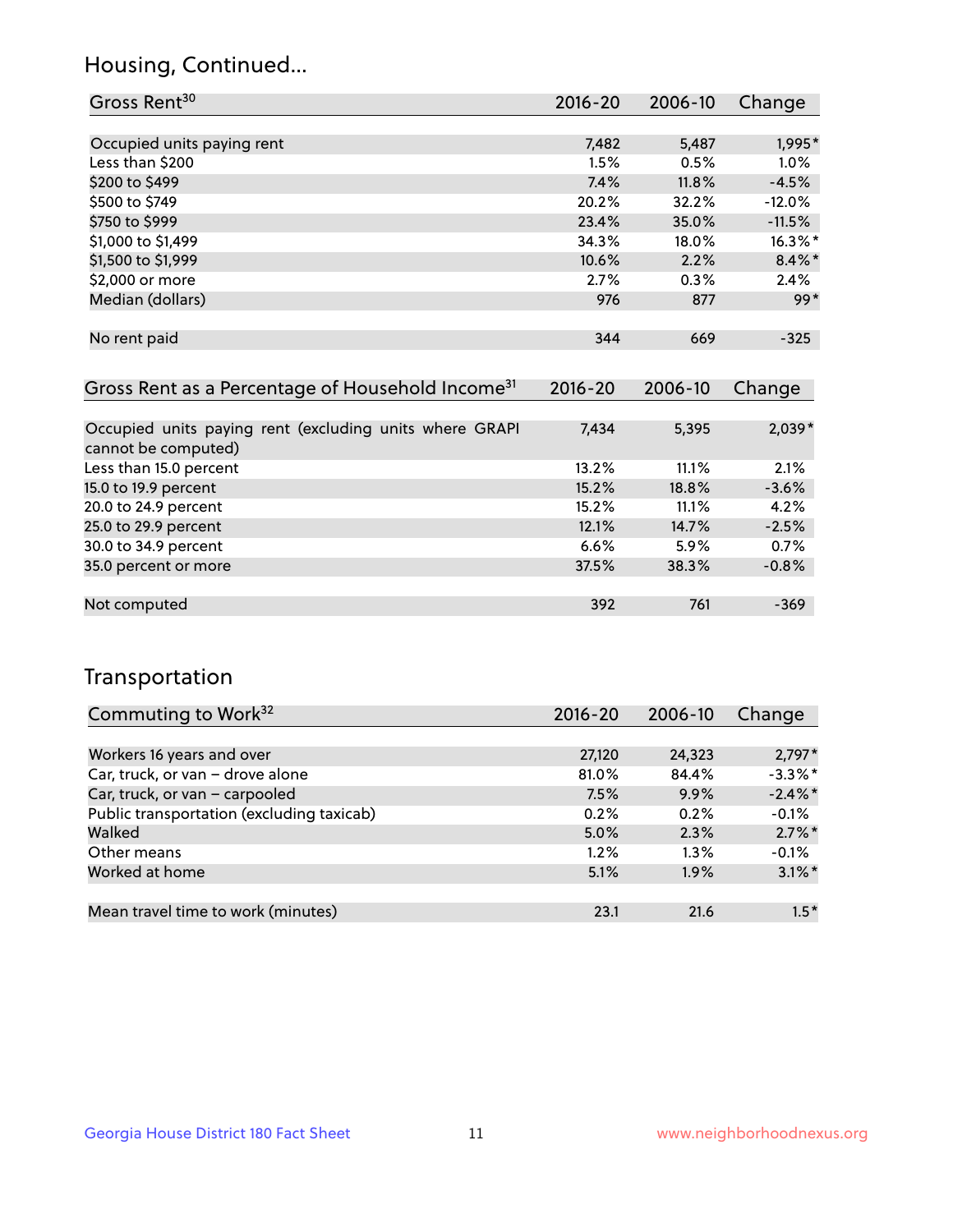## Housing, Continued...

| Gross Rent[30] | 2016-20 | 2006-10 | Change |
|---|---|---|---|
| Occupied units paying rent | 7,482 | 5,487 | 1,995* |
| Less than $200 | 1.5% | 0.5% | 1.0% |
| $200 to $499 | 7.4% | 11.8% | -4.5% |
| $500 to $749 | 20.2% | 32.2% | -12.0% |
| $750 to $999 | 23.4% | 35.0% | -11.5% |
| $1,000 to $1,499 | 34.3% | 18.0% | 16.3%* |
| $1,500 to $1,999 | 10.6% | 2.2% | 8.4%* |
| $2,000 or more | 2.7% | 0.3% | 2.4% |
| Median (dollars) | 976 | 877 | 99* |
| No rent paid | 344 | 669 | -325 |

| Gross Rent as a Percentage of Household Income[31] | 2016-20 | 2006-10 | Change |
|---|---|---|---|
| Occupied units paying rent (excluding units where GRAPI cannot be computed) | 7,434 | 5,395 | 2,039* |
| Less than 15.0 percent | 13.2% | 11.1% | 2.1% |
| 15.0 to 19.9 percent | 15.2% | 18.8% | -3.6% |
| 20.0 to 24.9 percent | 15.2% | 11.1% | 4.2% |
| 25.0 to 29.9 percent | 12.1% | 14.7% | -2.5% |
| 30.0 to 34.9 percent | 6.6% | 5.9% | 0.7% |
| 35.0 percent or more | 37.5% | 38.3% | -0.8% |
| Not computed | 392 | 761 | -369 |

## Transportation

| Commuting to Work[32] | 2016-20 | 2006-10 | Change |
|---|---|---|---|
| Workers 16 years and over | 27,120 | 24,323 | 2,797* |
| Car, truck, or van – drove alone | 81.0% | 84.4% | -3.3%* |
| Car, truck, or van – carpooled | 7.5% | 9.9% | -2.4%* |
| Public transportation (excluding taxicab) | 0.2% | 0.2% | -0.1% |
| Walked | 5.0% | 2.3% | 2.7%* |
| Other means | 1.2% | 1.3% | -0.1% |
| Worked at home | 5.1% | 1.9% | 3.1%* |
| Mean travel time to work (minutes) | 23.1 | 21.6 | 1.5* |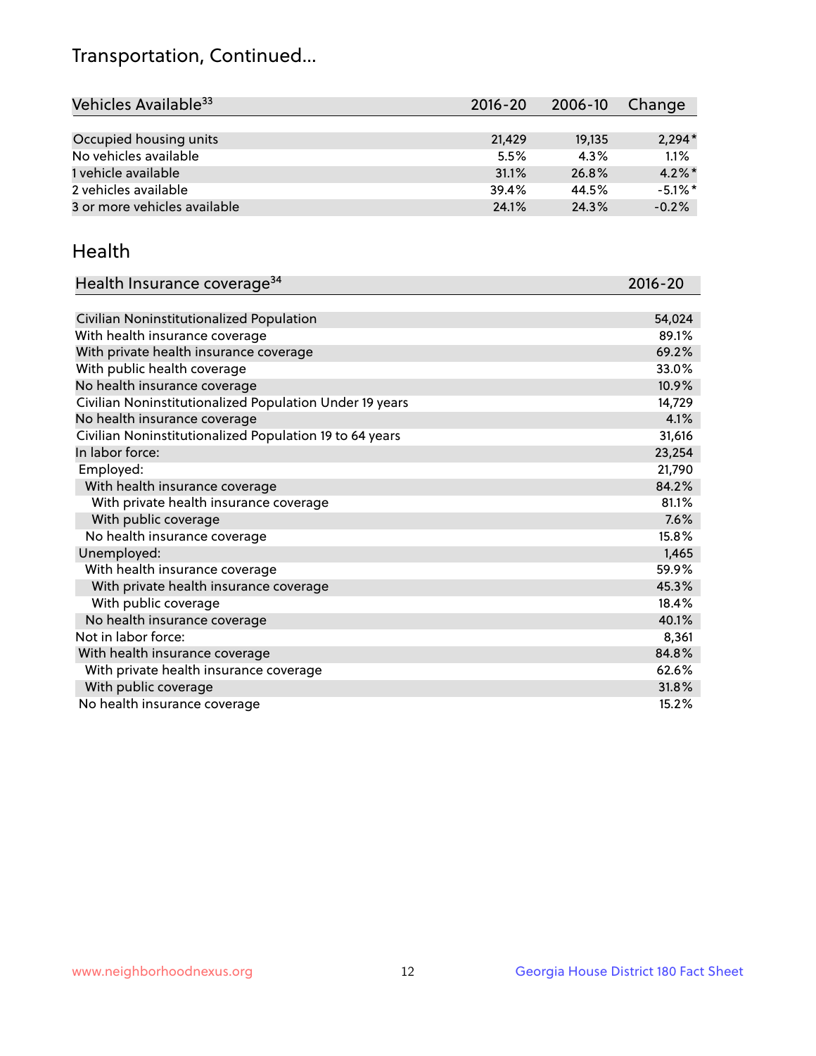## Transportation, Continued...

| Vehicles Available[33] | 2016-20 | 2006-10 | Change |
|---|---|---|---|
| Occupied housing units | 21,429 | 19,135 | 2,294* |
| No vehicles available | 5.5% | 4.3% | 1.1% |
| 1 vehicle available | 31.1% | 26.8% | 4.2%* |
| 2 vehicles available | 39.4% | 44.5% | -5.1%* |
| 3 or more vehicles available | 24.1% | 24.3% | -0.2% |

## Health

| Health Insurance coverage[34] | 2016-20 |
|---|---|
| Civilian Noninstitutionalized Population | 54,024 |
| With health insurance coverage | 89.1% |
| With private health insurance coverage | 69.2% |
| With public health coverage | 33.0% |
| No health insurance coverage | 10.9% |
| Civilian Noninstitutionalized Population Under 19 years | 14,729 |
| No health insurance coverage | 4.1% |
| Civilian Noninstitutionalized Population 19 to 64 years | 31,616 |
| In labor force: | 23,254 |
| Employed: | 21,790 |
| With health insurance coverage | 84.2% |
| With private health insurance coverage | 81.1% |
| With public coverage | 7.6% |
| No health insurance coverage | 15.8% |
| Unemployed: | 1,465 |
| With health insurance coverage | 59.9% |
| With private health insurance coverage | 45.3% |
| With public coverage | 18.4% |
| No health insurance coverage | 40.1% |
| Not in labor force: | 8,361 |
| With health insurance coverage | 84.8% |
| With private health insurance coverage | 62.6% |
| With public coverage | 31.8% |
| No health insurance coverage | 15.2% |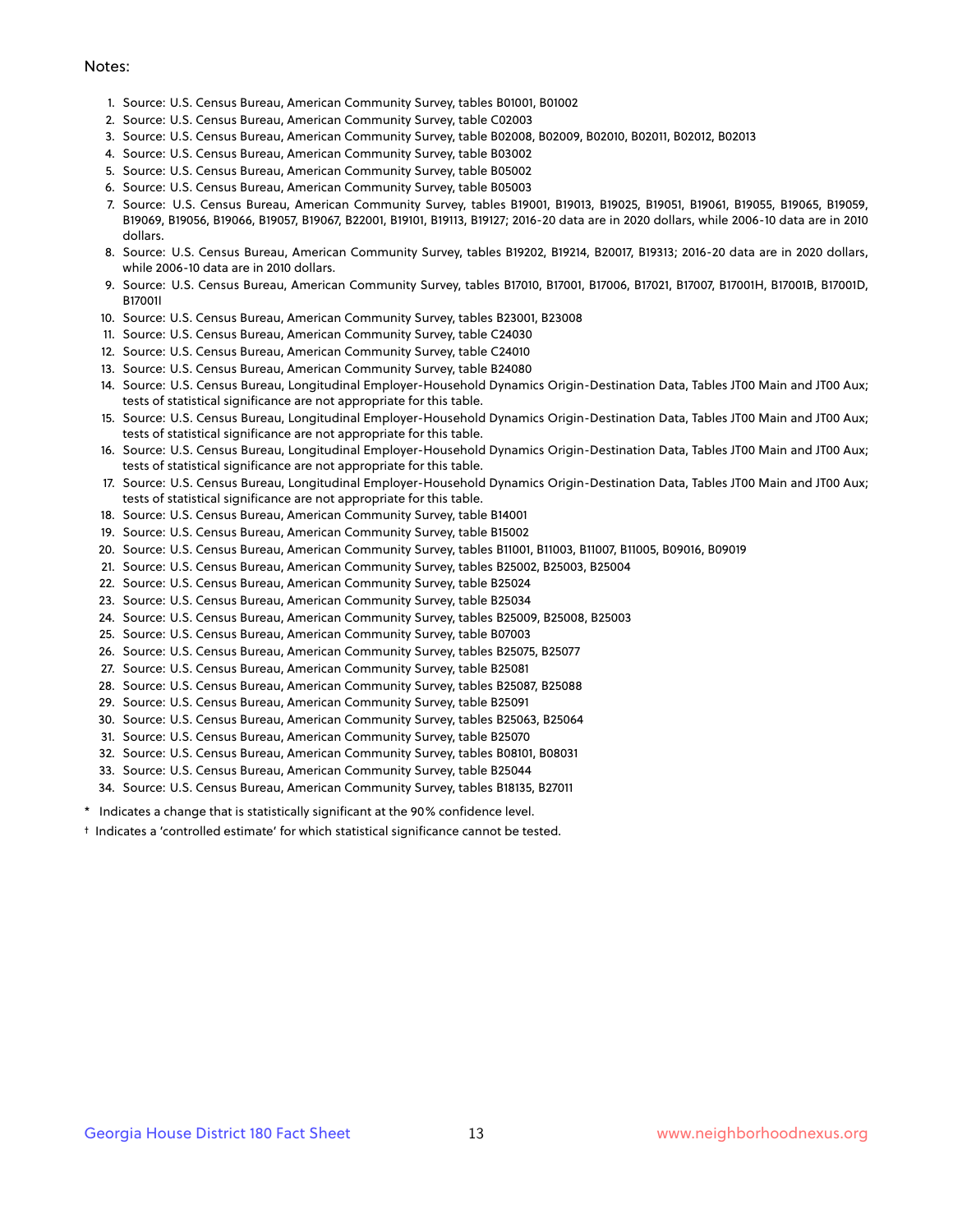Notes:

1. Source: U.S. Census Bureau, American Community Survey, tables B01001, B01002
2. Source: U.S. Census Bureau, American Community Survey, table C02003
3. Source: U.S. Census Bureau, American Community Survey, table B02008, B02009, B02010, B02011, B02012, B02013
4. Source: U.S. Census Bureau, American Community Survey, table B03002
5. Source: U.S. Census Bureau, American Community Survey, table B05002
6. Source: U.S. Census Bureau, American Community Survey, table B05003
7. Source: U.S. Census Bureau, American Community Survey, tables B19001, B19013, B19025, B19051, B19061, B19055, B19065, B19059, B19069, B19056, B19066, B19057, B19067, B22001, B19101, B19113, B19127; 2016-20 data are in 2020 dollars, while 2006-10 data are in 2010 dollars.
8. Source: U.S. Census Bureau, American Community Survey, tables B19202, B19214, B20017, B19313; 2016-20 data are in 2020 dollars, while 2006-10 data are in 2010 dollars.
9. Source: U.S. Census Bureau, American Community Survey, tables B17010, B17001, B17006, B17021, B17007, B17001H, B17001B, B17001D, B17001I
10. Source: U.S. Census Bureau, American Community Survey, tables B23001, B23008
11. Source: U.S. Census Bureau, American Community Survey, table C24030
12. Source: U.S. Census Bureau, American Community Survey, table C24010
13. Source: U.S. Census Bureau, American Community Survey, table B24080
14. Source: U.S. Census Bureau, Longitudinal Employer-Household Dynamics Origin-Destination Data, Tables JT00 Main and JT00 Aux; tests of statistical significance are not appropriate for this table.
15. Source: U.S. Census Bureau, Longitudinal Employer-Household Dynamics Origin-Destination Data, Tables JT00 Main and JT00 Aux; tests of statistical significance are not appropriate for this table.
16. Source: U.S. Census Bureau, Longitudinal Employer-Household Dynamics Origin-Destination Data, Tables JT00 Main and JT00 Aux; tests of statistical significance are not appropriate for this table.
17. Source: U.S. Census Bureau, Longitudinal Employer-Household Dynamics Origin-Destination Data, Tables JT00 Main and JT00 Aux; tests of statistical significance are not appropriate for this table.
18. Source: U.S. Census Bureau, American Community Survey, table B14001
19. Source: U.S. Census Bureau, American Community Survey, table B15002
20. Source: U.S. Census Bureau, American Community Survey, tables B11001, B11003, B11007, B11005, B09016, B09019
21. Source: U.S. Census Bureau, American Community Survey, tables B25002, B25003, B25004
22. Source: U.S. Census Bureau, American Community Survey, table B25024
23. Source: U.S. Census Bureau, American Community Survey, table B25034
24. Source: U.S. Census Bureau, American Community Survey, tables B25009, B25008, B25003
25. Source: U.S. Census Bureau, American Community Survey, table B07003
26. Source: U.S. Census Bureau, American Community Survey, tables B25075, B25077
27. Source: U.S. Census Bureau, American Community Survey, table B25081
28. Source: U.S. Census Bureau, American Community Survey, tables B25087, B25088
29. Source: U.S. Census Bureau, American Community Survey, table B25091
30. Source: U.S. Census Bureau, American Community Survey, tables B25063, B25064
31. Source: U.S. Census Bureau, American Community Survey, table B25070
32. Source: U.S. Census Bureau, American Community Survey, tables B08101, B08031
33. Source: U.S. Census Bureau, American Community Survey, table B25044
34. Source: U.S. Census Bureau, American Community Survey, tables B18135, B27011

\* Indicates a change that is statistically significant at the 90% confidence level.

† Indicates a 'controlled estimate' for which statistical significance cannot be tested.